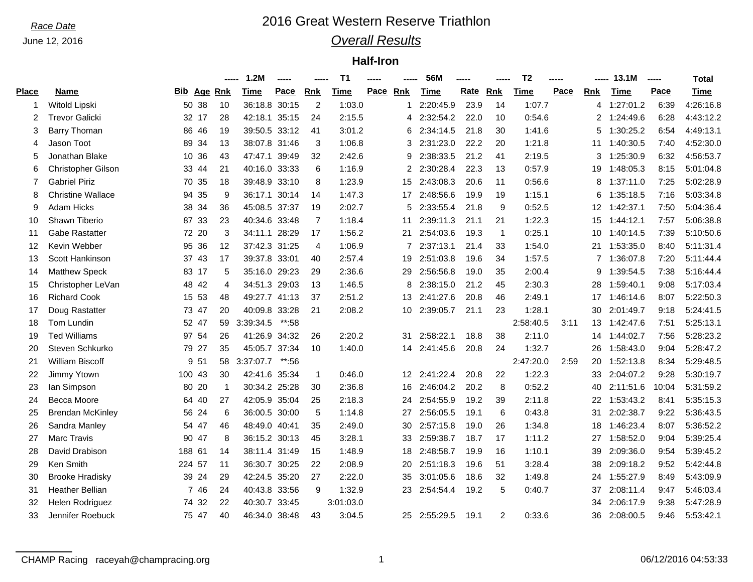*Race Date*

June 12, 2016

# 2016 Great Western Reserve Triathlon

## *Overall Results*

### Half-Iron

| | | | | 1.2M | | | T1 | | | 56M | | | T2 | | | 13.1M | | | Total |
|---|---|---|---|---|---|---|---|---|---|---|---|---|---|---|---|---|---|---|---|
| **Place** | **Name** | **Bib** | **Age** | **Rnk** | **Time** | **Pace** | **Rnk** | **Time** | **Pace** | **Rnk** | **Time** | **Rate** | **Rnk** | **Time** | **Pace** | **Rnk** | **Time** | **Pace** | **Time** |
| 1 | Witold Lipski | 50 | 38 | 10 | 36:18.8 | 30:15 | 2 | 1:03.0 | | 1 | 2:20:45.9 | 23.9 | 14 | 1:07.7 | | 4 | 1:27:01.2 | 6:39 | 4:26:16.8 |
| 2 | Trevor Galicki | 32 | 17 | 28 | 42:18.1 | 35:15 | 24 | 2:15.5 | | 4 | 2:32:54.2 | 22.0 | 10 | 0:54.6 | | 2 | 1:24:49.6 | 6:28 | 4:43:12.2 |
| 3 | Barry Thoman | 86 | 46 | 19 | 39:50.5 | 33:12 | 41 | 3:01.2 | | 6 | 2:34:14.5 | 21.8 | 30 | 1:41.6 | | 5 | 1:30:25.2 | 6:54 | 4:49:13.1 |
| 4 | Jason Toot | 89 | 34 | 13 | 38:07.8 | 31:46 | 3 | 1:06.8 | | 3 | 2:31:23.0 | 22.2 | 20 | 1:21.8 | | 11 | 1:40:30.5 | 7:40 | 4:52:30.0 |
| 5 | Jonathan Blake | 10 | 36 | 43 | 47:47.1 | 39:49 | 32 | 2:42.6 | | 9 | 2:38:33.5 | 21.2 | 41 | 2:19.5 | | 3 | 1:25:30.9 | 6:32 | 4:56:53.7 |
| 6 | Christopher Gilson | 33 | 44 | 21 | 40:16.0 | 33:33 | 6 | 1:16.9 | | 2 | 2:30:28.4 | 22.3 | 13 | 0:57.9 | | 19 | 1:48:05.3 | 8:15 | 5:01:04.8 |
| 7 | Gabriel Piriz | 70 | 35 | 18 | 39:48.9 | 33:10 | 8 | 1:23.9 | | 15 | 2:43:08.3 | 20.6 | 11 | 0:56.6 | | 8 | 1:37:11.0 | 7:25 | 5:02:28.9 |
| 8 | Christine Wallace | 94 | 35 | 9 | 36:17.1 | 30:14 | 14 | 1:47.3 | | 17 | 2:48:56.6 | 19.9 | 19 | 1:15.1 | | 6 | 1:35:18.5 | 7:16 | 5:03:34.8 |
| 9 | Adam Hicks | 38 | 34 | 36 | 45:08.5 | 37:37 | 19 | 2:02.7 | | 5 | 2:33:55.4 | 21.8 | 9 | 0:52.5 | | 12 | 1:42:37.1 | 7:50 | 5:04:36.4 |
| 10 | Shawn Tiberio | 87 | 33 | 23 | 40:34.6 | 33:48 | 7 | 1:18.4 | | 11 | 2:39:11.3 | 21.1 | 21 | 1:22.3 | | 15 | 1:44:12.1 | 7:57 | 5:06:38.8 |
| 11 | Gabe Rastatter | 72 | 20 | 3 | 34:11.1 | 28:29 | 17 | 1:56.2 | | 21 | 2:54:03.6 | 19.3 | 1 | 0:25.1 | | 10 | 1:40:14.5 | 7:39 | 5:10:50.6 |
| 12 | Kevin Webber | 95 | 36 | 12 | 37:42.3 | 31:25 | 4 | 1:06.9 | | 7 | 2:37:13.1 | 21.4 | 33 | 1:54.0 | | 21 | 1:53:35.0 | 8:40 | 5:11:31.4 |
| 13 | Scott Hankinson | 37 | 43 | 17 | 39:37.8 | 33:01 | 40 | 2:57.4 | | 19 | 2:51:03.8 | 19.6 | 34 | 1:57.5 | | 7 | 1:36:07.8 | 7:20 | 5:11:44.4 |
| 14 | Matthew Speck | 83 | 17 | 5 | 35:16.0 | 29:23 | 29 | 2:36.6 | | 29 | 2:56:56.8 | 19.0 | 35 | 2:00.4 | | 9 | 1:39:54.5 | 7:38 | 5:16:44.4 |
| 15 | Christopher LeVan | 48 | 42 | 4 | 34:51.3 | 29:03 | 13 | 1:46.5 | | 8 | 2:38:15.0 | 21.2 | 45 | 2:30.3 | | 28 | 1:59:40.1 | 9:08 | 5:17:03.4 |
| 16 | Richard Cook | 15 | 53 | 48 | 49:27.7 | 41:13 | 37 | 2:51.2 | | 13 | 2:41:27.6 | 20.8 | 46 | 2:49.1 | | 17 | 1:46:14.6 | 8:07 | 5:22:50.3 |
| 17 | Doug Rastatter | 73 | 47 | 20 | 40:09.8 | 33:28 | 21 | 2:08.2 | | 10 | 2:39:05.7 | 21.1 | 23 | 1:28.1 | | 30 | 2:01:49.7 | 9:18 | 5:24:41.5 |
| 18 | Tom Lundin | 52 | 47 | 59 | 3:39:34.5 | **:58 | | | | | | | | 2:58:40.5 | 3:11 | 13 | 1:42:47.6 | 7:51 | 5:25:13.1 |
| 19 | Ted Williams | 97 | 54 | 26 | 41:26.9 | 34:32 | 26 | 2:20.2 | | 31 | 2:58:22.1 | 18.8 | 38 | 2:11.0 | | 14 | 1:44:02.7 | 7:56 | 5:28:23.2 |
| 20 | Steven Schkurko | 79 | 27 | 35 | 45:05.7 | 37:34 | 10 | 1:40.0 | | 14 | 2:41:45.6 | 20.8 | 24 | 1:32.7 | | 26 | 1:58:43.0 | 9:04 | 5:28:47.2 |
| 21 | William Biscoff | 9 | 51 | 58 | 3:37:07.7 | **:56 | | | | | | | | 2:47:20.0 | 2:59 | 20 | 1:52:13.8 | 8:34 | 5:29:48.5 |
| 22 | Jimmy Ytown | 100 | 43 | 30 | 42:41.6 | 35:34 | 1 | 0:46.0 | | 12 | 2:41:22.4 | 20.8 | 22 | 1:22.3 | | 33 | 2:04:07.2 | 9:28 | 5:30:19.7 |
| 23 | Ian Simpson | 80 | 20 | 1 | 30:34.2 | 25:28 | 30 | 2:36.8 | | 16 | 2:46:04.2 | 20.2 | 8 | 0:52.2 | | 40 | 2:11:51.6 | 10:04 | 5:31:59.2 |
| 24 | Becca Moore | 64 | 40 | 27 | 42:05.9 | 35:04 | 25 | 2:18.3 | | 24 | 2:54:55.9 | 19.2 | 39 | 2:11.8 | | 22 | 1:53:43.2 | 8:41 | 5:35:15.3 |
| 25 | Brendan McKinley | 56 | 24 | 6 | 36:00.5 | 30:00 | 5 | 1:14.8 | | 27 | 2:56:05.5 | 19.1 | 6 | 0:43.8 | | 31 | 2:02:38.7 | 9:22 | 5:36:43.5 |
| 26 | Sandra Manley | 54 | 47 | 46 | 48:49.0 | 40:41 | 35 | 2:49.0 | | 30 | 2:57:15.8 | 19.0 | 26 | 1:34.8 | | 18 | 1:46:23.4 | 8:07 | 5:36:52.2 |
| 27 | Marc Travis | 90 | 47 | 8 | 36:15.2 | 30:13 | 45 | 3:28.1 | | 33 | 2:59:38.7 | 18.7 | 17 | 1:11.2 | | 27 | 1:58:52.0 | 9:04 | 5:39:25.4 |
| 28 | David Drabison | 188 | 61 | 14 | 38:11.4 | 31:49 | 15 | 1:48.9 | | 18 | 2:48:58.7 | 19.9 | 16 | 1:10.1 | | 39 | 2:09:36.0 | 9:54 | 5:39:45.2 |
| 29 | Ken Smith | 224 | 57 | 11 | 36:30.7 | 30:25 | 22 | 2:08.9 | | 20 | 2:51:18.3 | 19.6 | 51 | 3:28.4 | | 38 | 2:09:18.2 | 9:52 | 5:42:44.8 |
| 30 | Brooke Hradisky | 39 | 24 | 29 | 42:24.5 | 35:20 | 27 | 2:22.0 | | 35 | 3:01:05.6 | 18.6 | 32 | 1:49.8 | | 24 | 1:55:27.9 | 8:49 | 5:43:09.9 |
| 31 | Heather Bellian | 7 | 46 | 24 | 40:43.8 | 33:56 | 9 | 1:32.9 | | 23 | 2:54:54.4 | 19.2 | 5 | 0:40.7 | | 37 | 2:08:11.4 | 9:47 | 5:46:03.4 |
| 32 | Helen Rodriguez | 74 | 32 | 22 | 40:30.7 | 33:45 | | 3:01:03.0 | | | | | | | | 34 | 2:06:17.9 | 9:38 | 5:47:28.9 |
| 33 | Jennifer Roebuck | 75 | 47 | 40 | 46:34.0 | 38:48 | 43 | 3:04.5 | | 25 | 2:55:29.5 | 19.1 | 2 | 0:33.6 | | 36 | 2:08:00.5 | 9:46 | 5:53:42.1 |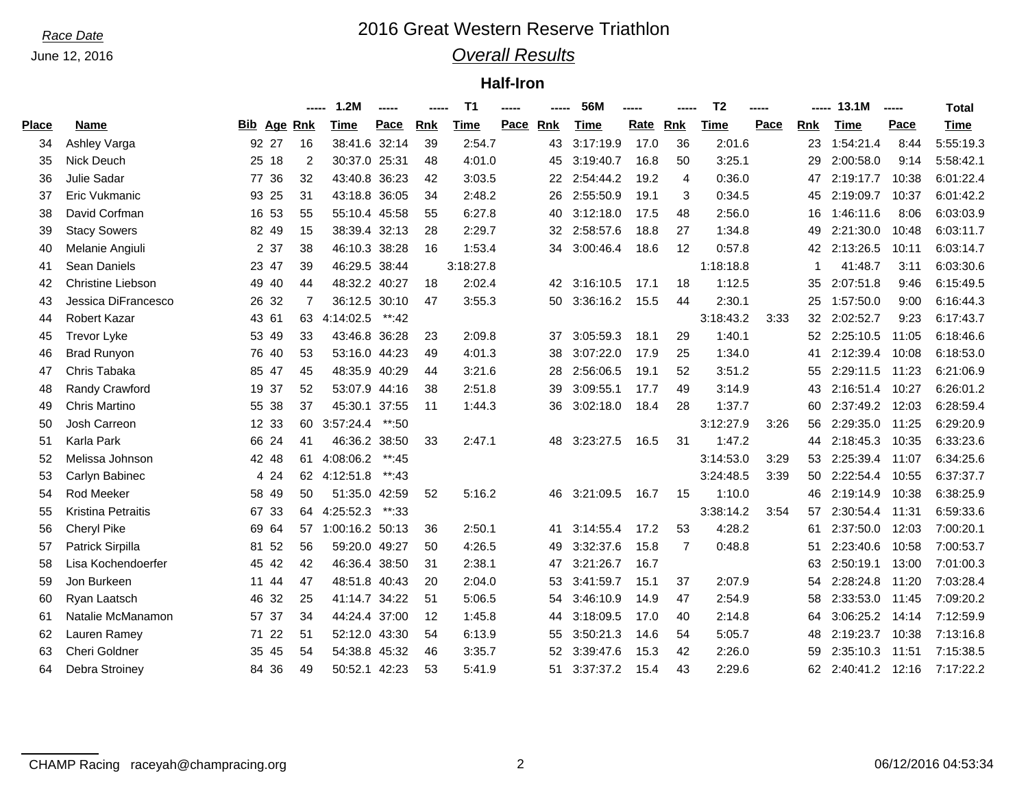*Race Date*
June 12, 2016

# 2016 Great Western Reserve Triathlon

## *Overall Results*

### Half-Iron

| | | | | | 1.2M | | | T1 | | | 56M | | | T2 | | | 13.1M | | Total |
|---|---|---|---|---|---|---|---|---|---|---|---|---|---|---|---|---|---|---|---|
| **Place** | **Name** | **Bib** | **Age** | **Rnk** | **Time** | **Pace** | **Rnk** | **Time** | **Pace** | **Rnk** | **Time** | **Rate** | **Rnk** | **Time** | **Pace** | **Rnk** | **Time** | **Pace** | **Time** |
| 34 | Ashley Varga | 92 | 27 | 16 | 38:41.6 | 32:14 | 39 | 2:54.7 | | 43 | 3:17:19.9 | 17.0 | 36 | 2:01.6 | | 23 | 1:54:21.4 | 8:44 | 5:55:19.3 |
| 35 | Nick Deuch | 25 | 18 | 2 | 30:37.0 | 25:31 | 48 | 4:01.0 | | 45 | 3:19:40.7 | 16.8 | 50 | 3:25.1 | | 29 | 2:00:58.0 | 9:14 | 5:58:42.1 |
| 36 | Julie Sadar | 77 | 36 | 32 | 43:40.8 | 36:23 | 42 | 3:03.5 | | 22 | 2:54:44.2 | 19.2 | 4 | 0:36.0 | | 47 | 2:19:17.7 | 10:38 | 6:01:22.4 |
| 37 | Eric Vukmanic | 93 | 25 | 31 | 43:18.8 | 36:05 | 34 | 2:48.2 | | 26 | 2:55:50.9 | 19.1 | 3 | 0:34.5 | | 45 | 2:19:09.7 | 10:37 | 6:01:42.2 |
| 38 | David Corfman | 16 | 53 | 55 | 55:10.4 | 45:58 | 55 | 6:27.8 | | 40 | 3:12:18.0 | 17.5 | 48 | 2:56.0 | | 16 | 1:46:11.6 | 8:06 | 6:03:03.9 |
| 39 | Stacy Sowers | 82 | 49 | 15 | 38:39.4 | 32:13 | 28 | 2:29.7 | | 32 | 2:58:57.6 | 18.8 | 27 | 1:34.8 | | 49 | 2:21:30.0 | 10:48 | 6:03:11.7 |
| 40 | Melanie Angiuli | 2 | 37 | 38 | 46:10.3 | 38:28 | 16 | 1:53.4 | | 34 | 3:00:46.4 | 18.6 | 12 | 0:57.8 | | 42 | 2:13:26.5 | 10:11 | 6:03:14.7 |
| 41 | Sean Daniels | 23 | 47 | 39 | 46:29.5 | 38:44 | | 3:18:27.8 | | | | | | 1:18:18.8 | | 1 | 41:48.7 | 3:11 | 6:03:30.6 |
| 42 | Christine Liebson | 49 | 40 | 44 | 48:32.2 | 40:27 | 18 | 2:02.4 | | 42 | 3:16:10.5 | 17.1 | 18 | 1:12.5 | | 35 | 2:07:51.8 | 9:46 | 6:15:49.5 |
| 43 | Jessica DiFrancesco | 26 | 32 | 7 | 36:12.5 | 30:10 | 47 | 3:55.3 | | 50 | 3:36:16.2 | 15.5 | 44 | 2:30.1 | | 25 | 1:57:50.0 | 9:00 | 6:16:44.3 |
| 44 | Robert Kazar | 43 | 61 | 63 | 4:14:02.5 | **:42 | | | | | | | | 3:18:43.2 | 3:33 | 32 | 2:02:52.7 | 9:23 | 6:17:43.7 |
| 45 | Trevor Lyke | 53 | 49 | 33 | 43:46.8 | 36:28 | 23 | 2:09.8 | | 37 | 3:05:59.3 | 18.1 | 29 | 1:40.1 | | 52 | 2:25:10.5 | 11:05 | 6:18:46.6 |
| 46 | Brad Runyon | 76 | 40 | 53 | 53:16.0 | 44:23 | 49 | 4:01.3 | | 38 | 3:07:22.0 | 17.9 | 25 | 1:34.0 | | 41 | 2:12:39.4 | 10:08 | 6:18:53.0 |
| 47 | Chris Tabaka | 85 | 47 | 45 | 48:35.9 | 40:29 | 44 | 3:21.6 | | 28 | 2:56:06.5 | 19.1 | 52 | 3:51.2 | | 55 | 2:29:11.5 | 11:23 | 6:21:06.9 |
| 48 | Randy Crawford | 19 | 37 | 52 | 53:07.9 | 44:16 | 38 | 2:51.8 | | 39 | 3:09:55.1 | 17.7 | 49 | 3:14.9 | | 43 | 2:16:51.4 | 10:27 | 6:26:01.2 |
| 49 | Chris Martino | 55 | 38 | 37 | 45:30.1 | 37:55 | 11 | 1:44.3 | | 36 | 3:02:18.0 | 18.4 | 28 | 1:37.7 | | 60 | 2:37:49.2 | 12:03 | 6:28:59.4 |
| 50 | Josh Carreon | 12 | 33 | 60 | 3:57:24.4 | **:50 | | | | | | | | 3:12:27.9 | 3:26 | 56 | 2:29:35.0 | 11:25 | 6:29:20.9 |
| 51 | Karla Park | 66 | 24 | 41 | 46:36.2 | 38:50 | 33 | 2:47.1 | | 48 | 3:23:27.5 | 16.5 | 31 | 1:47.2 | | 44 | 2:18:45.3 | 10:35 | 6:33:23.6 |
| 52 | Melissa Johnson | 42 | 48 | 61 | 4:08:06.2 | **:45 | | | | | | | | 3:14:53.0 | 3:29 | 53 | 2:25:39.4 | 11:07 | 6:34:25.6 |
| 53 | Carlyn Babinec | 4 | 24 | 62 | 4:12:51.8 | **:43 | | | | | | | | 3:24:48.5 | 3:39 | 50 | 2:22:54.4 | 10:55 | 6:37:37.7 |
| 54 | Rod Meeker | 58 | 49 | 50 | 51:35.0 | 42:59 | 52 | 5:16.2 | | 46 | 3:21:09.5 | 16.7 | 15 | 1:10.0 | | 46 | 2:19:14.9 | 10:38 | 6:38:25.9 |
| 55 | Kristina Petraitis | 67 | 33 | 64 | 4:25:52.3 | **:33 | | | | | | | | 3:38:14.2 | 3:54 | 57 | 2:30:54.4 | 11:31 | 6:59:33.6 |
| 56 | Cheryl Pike | 69 | 64 | 57 | 1:00:16.2 | 50:13 | 36 | 2:50.1 | | 41 | 3:14:55.4 | 17.2 | 53 | 4:28.2 | | 61 | 2:37:50.0 | 12:03 | 7:00:20.1 |
| 57 | Patrick Sirpilla | 81 | 52 | 56 | 59:20.0 | 49:27 | 50 | 4:26.5 | | 49 | 3:32:37.6 | 15.8 | 7 | 0:48.8 | | 51 | 2:23:40.6 | 10:58 | 7:00:53.7 |
| 58 | Lisa Kochendoerfer | 45 | 42 | 42 | 46:36.4 | 38:50 | 31 | 2:38.1 | | 47 | 3:21:26.7 | 16.7 | | | | 63 | 2:50:19.1 | 13:00 | 7:01:00.3 |
| 59 | Jon Burkeen | 11 | 44 | 47 | 48:51.8 | 40:43 | 20 | 2:04.0 | | 53 | 3:41:59.7 | 15.1 | 37 | 2:07.9 | | 54 | 2:28:24.8 | 11:20 | 7:03:28.4 |
| 60 | Ryan Laatsch | 46 | 32 | 25 | 41:14.7 | 34:22 | 51 | 5:06.5 | | 54 | 3:46:10.9 | 14.9 | 47 | 2:54.9 | | 58 | 2:33:53.0 | 11:45 | 7:09:20.2 |
| 61 | Natalie McManamon | 57 | 37 | 34 | 44:24.4 | 37:00 | 12 | 1:45.8 | | 44 | 3:18:09.5 | 17.0 | 40 | 2:14.8 | | 64 | 3:06:25.2 | 14:14 | 7:12:59.9 |
| 62 | Lauren Ramey | 71 | 22 | 51 | 52:12.0 | 43:30 | 54 | 6:13.9 | | 55 | 3:50:21.3 | 14.6 | 54 | 5:05.7 | | 48 | 2:19:23.7 | 10:38 | 7:13:16.8 |
| 63 | Cheri Goldner | 35 | 45 | 54 | 54:38.8 | 45:32 | 46 | 3:35.7 | | 52 | 3:39:47.6 | 15.3 | 42 | 2:26.0 | | 59 | 2:35:10.3 | 11:51 | 7:15:38.5 |
| 64 | Debra Stroiney | 84 | 36 | 49 | 50:52.1 | 42:23 | 53 | 5:41.9 | | 51 | 3:37:37.2 | 15.4 | 43 | 2:29.6 | | 62 | 2:40:41.2 | 12:16 | 7:17:22.2 |

CHAMP Racing raceyah@champracing.org 06/12/2016 04:53:34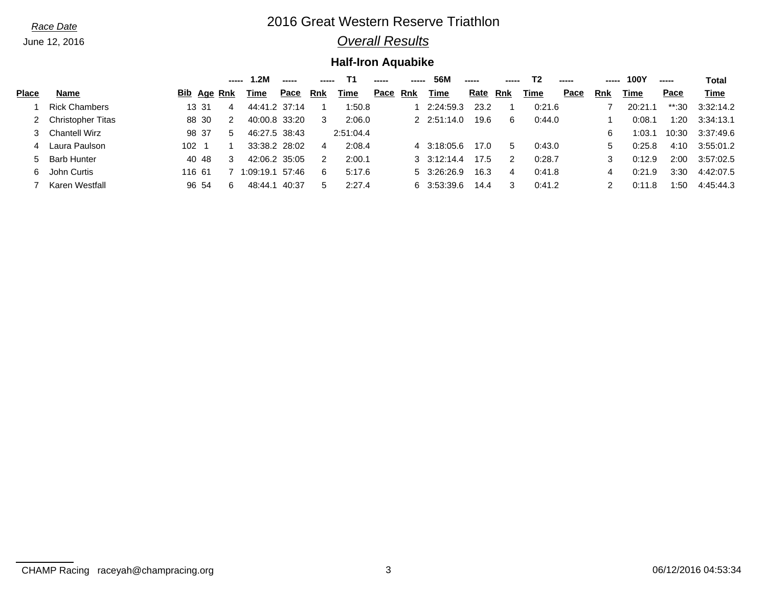*Race Date*

June 12, 2016

# 2016 Great Western Reserve Triathlon

## *Overall Results*

### Half-Iron Aquabike

| | | | | 1.2M | | | T1 | | | 56M | | | T2 | | | 100Y | | | Total |
|---|---|---|---|---|---|---|---|---|---|---|---|---|---|---|---|---|---|---|---|
| **Place** | **Name** | **Bib** | **Age** | **Rnk** | **Time** | **Pace** | **Rnk** | **Time** | **Pace** | **Rnk** | **Time** | **Rate** | **Rnk** | **Time** | **Pace** | **Rnk** | **Time** | **Pace** | **Time** |
| 1 | Rick Chambers | 13 | 31 | 4 | 44:41.2 | 37:14 | 1 | 1:50.8 | | 1 | 2:24:59.3 | 23.2 | 1 | 0:21.6 | | 7 | 20:21.1 | **:30 | 3:32:14.2 |
| 2 | Christopher Titas | 88 | 30 | 2 | 40:00.8 | 33:20 | 3 | 2:06.0 | | 2 | 2:51:14.0 | 19.6 | 6 | 0:44.0 | | 1 | 0:08.1 | 1:20 | 3:34:13.1 |
| 3 | Chantell Wirz | 98 | 37 | 5 | 46:27.5 | 38:43 | | 2:51:04.4 | | | | | | | | 6 | 1:03.1 | 10:30 | 3:37:49.6 |
| 4 | Laura Paulson | 102 | 1 | 1 | 33:38.2 | 28:02 | 4 | 2:08.4 | | 4 | 3:18:05.6 | 17.0 | 5 | 0:43.0 | | 5 | 0:25.8 | 4:10 | 3:55:01.2 |
| 5 | Barb Hunter | 40 | 48 | 3 | 42:06.2 | 35:05 | 2 | 2:00.1 | | 3 | 3:12:14.4 | 17.5 | 2 | 0:28.7 | | 3 | 0:12.9 | 2:00 | 3:57:02.5 |
| 6 | John Curtis | 116 | 61 | 7 | 1:09:19.1 | 57:46 | 6 | 5:17.6 | | 5 | 3:26:26.9 | 16.3 | 4 | 0:41.8 | | 4 | 0:21.9 | 3:30 | 4:42:07.5 |
| 7 | Karen Westfall | 96 | 54 | 6 | 48:44.1 | 40:37 | 5 | 2:27.4 | | 6 | 3:53:39.6 | 14.4 | 3 | 0:41.2 | | 2 | 0:11.8 | 1:50 | 4:45:44.3 |

CHAMP Racing raceyah@champracing.org

06/12/2016 04:53:34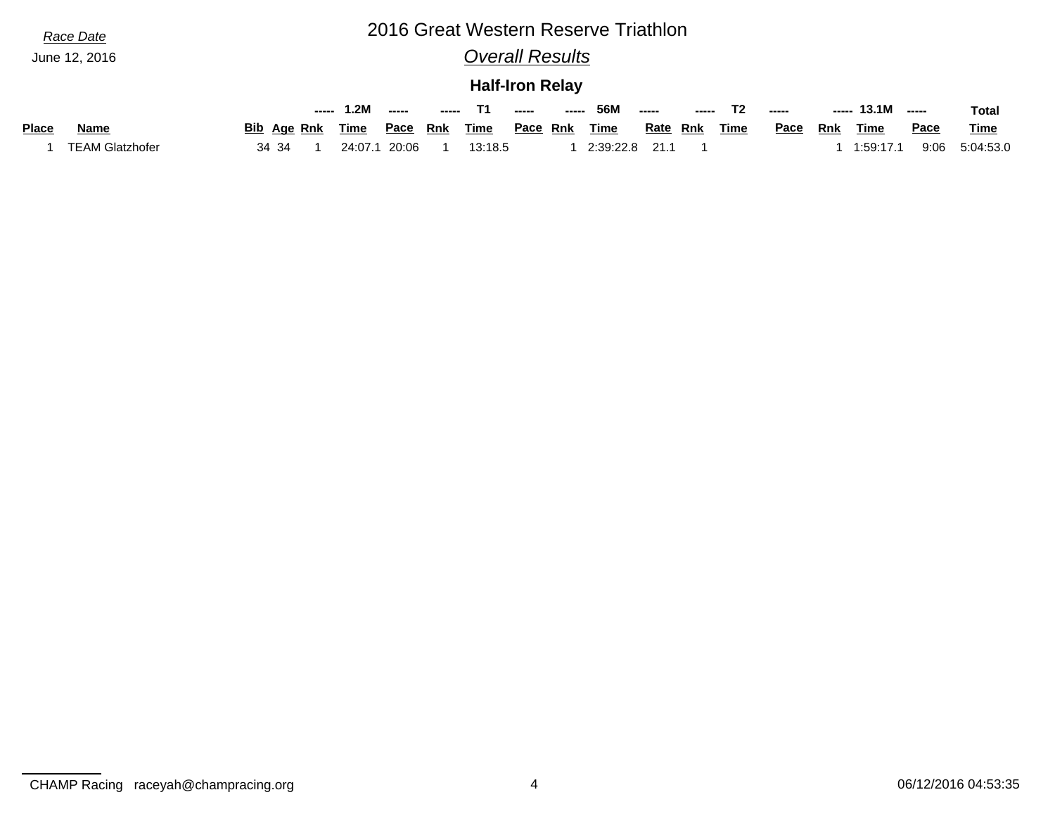Race Date

June 12, 2016

# 2016 Great Western Reserve Triathlon

## *Overall Results*

### Half-Iron Relay

| | | | | 1.2M | | | T1 | | | 56M | | | T2 | | | 13.1M | | Total |
|---|---|---|---|---|---|---|---|---|---|---|---|---|---|---|---|---|---|---|
| **Place** | **Name** | **Bib** | **Age** | **Rnk** | **Time** | **Pace** | **Rnk** | **Time** | **Pace** | **Rnk** | **Time** | **Rate** | **Rnk** | **Time** | **Pace** | **Rnk** | **Time** | **Pace** | **Time** |
| 1 | TEAM Glatzhofer | 34 | 34 | 1 | 24:07.1 | 20:06 | 1 | 13:18.5 | | 1 | 2:39:22.8 | 21.1 | 1 | | | 1 | 1:59:17.1 | 9:06 | 5:04:53.0 |

CHAMP Racing raceyah@champracing.org

06/12/2016 04:53:35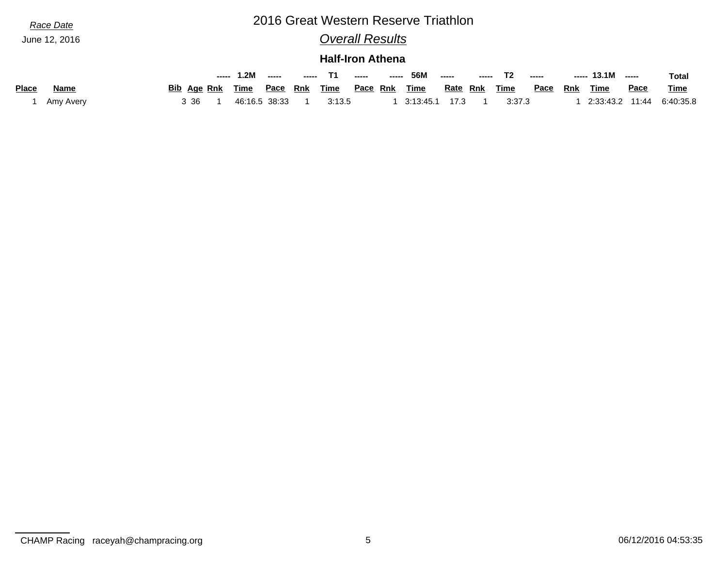*Race Date*

June 12, 2016

# 2016 Great Western Reserve Triathlon

## *Overall Results*

### Half-Iron Athena

| | | | | 1.2M | | | T1 | | | 56M | | | T2 | | | 13.1M | | Total |
|---|---|---|---|---|---|---|---|---|---|---|---|---|---|---|---|---|---|---|
| **Place** | **Name** | **Bib** | **Age** | **Rnk** | **Time** | **Pace** | **Rnk** | **Time** | **Pace** | **Rnk** | **Time** | **Rate** | **Rnk** | **Time** | **Pace** | **Rnk** | **Time** | **Pace** | **Time** |
| 1 | Amy Avery | 3 | 36 | 1 | 46:16.5 | 38:33 | 1 | 3:13.5 | | 1 | 3:13:45.1 | 17.3 | 1 | 3:37.3 | | 1 | 2:33:43.2 | 11:44 | 6:40:35.8 |

CHAMP Racing raceyah@champracing.org

06/12/2016 04:53:35